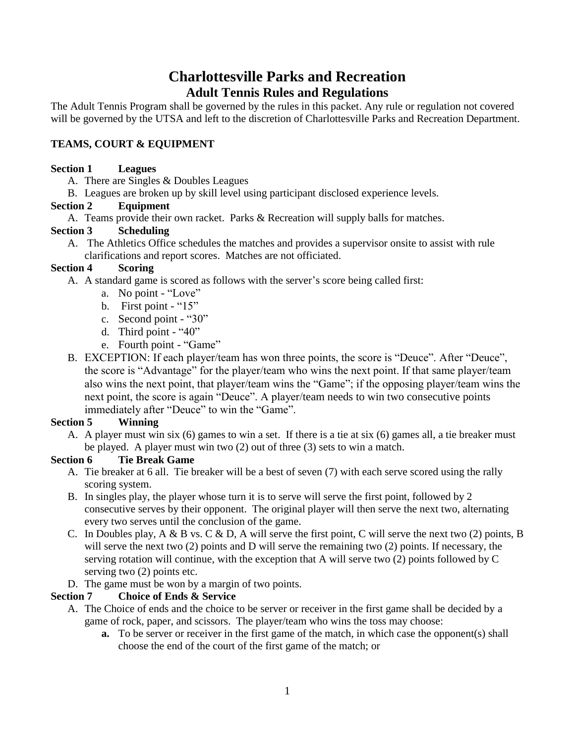# Charlottesville Parks and Recreation

## Adult Tennis Rules and Regulations

The Adult Tennis Program shall be governed by the rules in this packet. Any rule or regulation not covered will be governed by the UTSA and left to the discretion of Charlottesville Parks and Recreation Department.

**TEAMS, COURT & EQUIPMENT**

**Section 1 Leagues**

A. There are Singles & Doubles Leagues
B. Leagues are broken up by skill level using participant disclosed experience levels.

**Section 2 Equipment**

A. Teams provide their own racket. Parks & Recreation will supply balls for matches.

**Section 3 Scheduling**

A. The Athletics Office schedules the matches and provides a supervisor onsite to assist with rule clarifications and report scores. Matches are not officiated.

**Section 4 Scoring**

A. A standard game is scored as follows with the server's score being called first:
   a. No point - "Love"
   b. First point - "15"
   c. Second point - "30"
   d. Third point - "40"
   e. Fourth point - "Game"
B. EXCEPTION: If each player/team has won three points, the score is "Deuce". After "Deuce", the score is "Advantage" for the player/team who wins the next point. If that same player/team also wins the next point, that player/team wins the "Game"; if the opposing player/team wins the next point, the score is again "Deuce". A player/team needs to win two consecutive points immediately after "Deuce" to win the "Game".

**Section 5 Winning**

A. A player must win six (6) games to win a set. If there is a tie at six (6) games all, a tie breaker must be played. A player must win two (2) out of three (3) sets to win a match.

**Section 6 Tie Break Game**

A. Tie breaker at 6 all. Tie breaker will be a best of seven (7) with each serve scored using the rally scoring system.
B. In singles play, the player whose turn it is to serve will serve the first point, followed by 2 consecutive serves by their opponent. The original player will then serve the next two, alternating every two serves until the conclusion of the game.
C. In Doubles play, A & B vs. C & D, A will serve the first point, C will serve the next two (2) points, B will serve the next two (2) points and D will serve the remaining two (2) points. If necessary, the serving rotation will continue, with the exception that A will serve two (2) points followed by C serving two (2) points etc.
D. The game must be won by a margin of two points.

**Section 7 Choice of Ends & Service**

A. The Choice of ends and the choice to be server or receiver in the first game shall be decided by a game of rock, paper, and scissors. The player/team who wins the toss may choose:
   **a.** To be server or receiver in the first game of the match, in which case the opponent(s) shall choose the end of the court of the first game of the match; or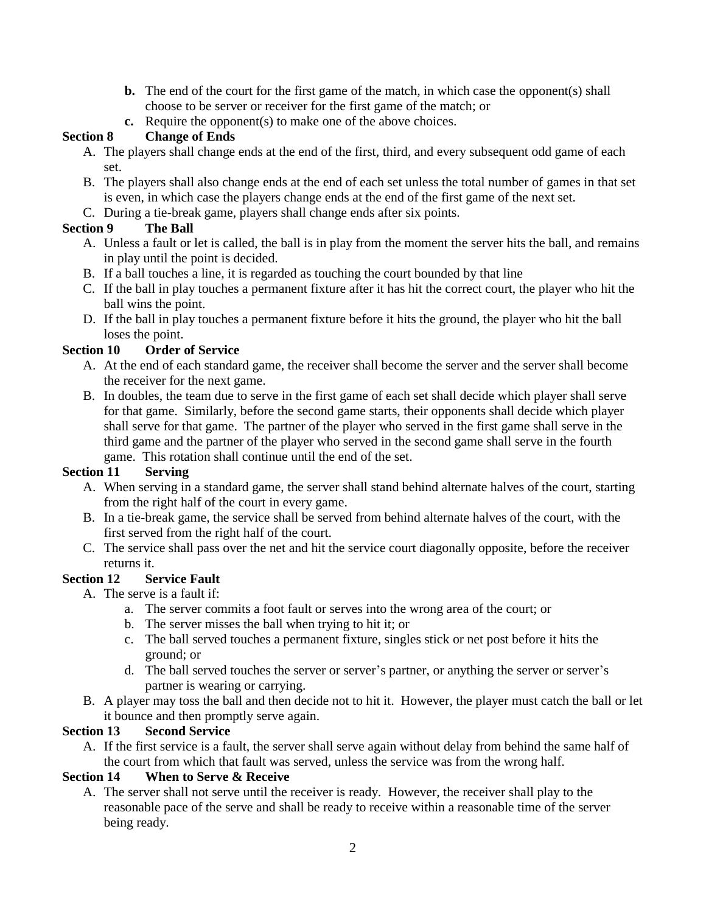**b.** The end of the court for the first game of the match, in which case the opponent(s) shall choose to be server or receiver for the first game of the match; or

**c.** Require the opponent(s) to make one of the above choices.

**Section 8 Change of Ends**

A. The players shall change ends at the end of the first, third, and every subsequent odd game of each set.

B. The players shall also change ends at the end of each set unless the total number of games in that set is even, in which case the players change ends at the end of the first game of the next set.

C. During a tie-break game, players shall change ends after six points.

**Section 9 The Ball**

A. Unless a fault or let is called, the ball is in play from the moment the server hits the ball, and remains in play until the point is decided.

B. If a ball touches a line, it is regarded as touching the court bounded by that line

C. If the ball in play touches a permanent fixture after it has hit the correct court, the player who hit the ball wins the point.

D. If the ball in play touches a permanent fixture before it hits the ground, the player who hit the ball loses the point.

**Section 10 Order of Service**

A. At the end of each standard game, the receiver shall become the server and the server shall become the receiver for the next game.

B. In doubles, the team due to serve in the first game of each set shall decide which player shall serve for that game. Similarly, before the second game starts, their opponents shall decide which player shall serve for that game. The partner of the player who served in the first game shall serve in the third game and the partner of the player who served in the second game shall serve in the fourth game. This rotation shall continue until the end of the set.

**Section 11 Serving**

A. When serving in a standard game, the server shall stand behind alternate halves of the court, starting from the right half of the court in every game.

B. In a tie-break game, the service shall be served from behind alternate halves of the court, with the first served from the right half of the court.

C. The service shall pass over the net and hit the service court diagonally opposite, before the receiver returns it.

**Section 12 Service Fault**

A. The serve is a fault if:

   a. The server commits a foot fault or serves into the wrong area of the court; or

   b. The server misses the ball when trying to hit it; or

   c. The ball served touches a permanent fixture, singles stick or net post before it hits the ground; or

   d. The ball served touches the server or server's partner, or anything the server or server's partner is wearing or carrying.

B. A player may toss the ball and then decide not to hit it. However, the player must catch the ball or let it bounce and then promptly serve again.

**Section 13 Second Service**

A. If the first service is a fault, the server shall serve again without delay from behind the same half of the court from which that fault was served, unless the service was from the wrong half.

**Section 14 When to Serve & Receive**

A. The server shall not serve until the receiver is ready. However, the receiver shall play to the reasonable pace of the serve and shall be ready to receive within a reasonable time of the server being ready.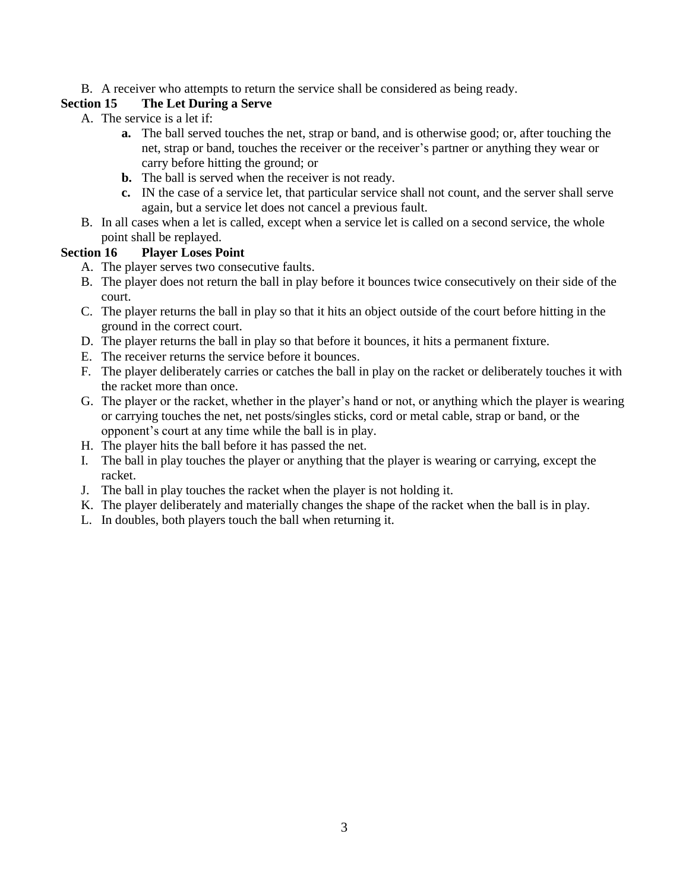B. A receiver who attempts to return the service shall be considered as being ready.

**Section 15 The Let During a Serve**

A. The service is a let if:
   - **a.** The ball served touches the net, strap or band, and is otherwise good; or, after touching the net, strap or band, touches the receiver or the receiver's partner or anything they wear or carry before hitting the ground; or
   - **b.** The ball is served when the receiver is not ready.
   - **c.** IN the case of a service let, that particular service shall not count, and the server shall serve again, but a service let does not cancel a previous fault.

B. In all cases when a let is called, except when a service let is called on a second service, the whole point shall be replayed.

**Section 16 Player Loses Point**

A. The player serves two consecutive faults.
B. The player does not return the ball in play before it bounces twice consecutively on their side of the court.
C. The player returns the ball in play so that it hits an object outside of the court before hitting in the ground in the correct court.
D. The player returns the ball in play so that before it bounces, it hits a permanent fixture.
E. The receiver returns the service before it bounces.
F. The player deliberately carries or catches the ball in play on the racket or deliberately touches it with the racket more than once.
G. The player or the racket, whether in the player's hand or not, or anything which the player is wearing or carrying touches the net, net posts/singles sticks, cord or metal cable, strap or band, or the opponent's court at any time while the ball is in play.
H. The player hits the ball before it has passed the net.
I. The ball in play touches the player or anything that the player is wearing or carrying, except the racket.
J. The ball in play touches the racket when the player is not holding it.
K. The player deliberately and materially changes the shape of the racket when the ball is in play.
L. In doubles, both players touch the ball when returning it.